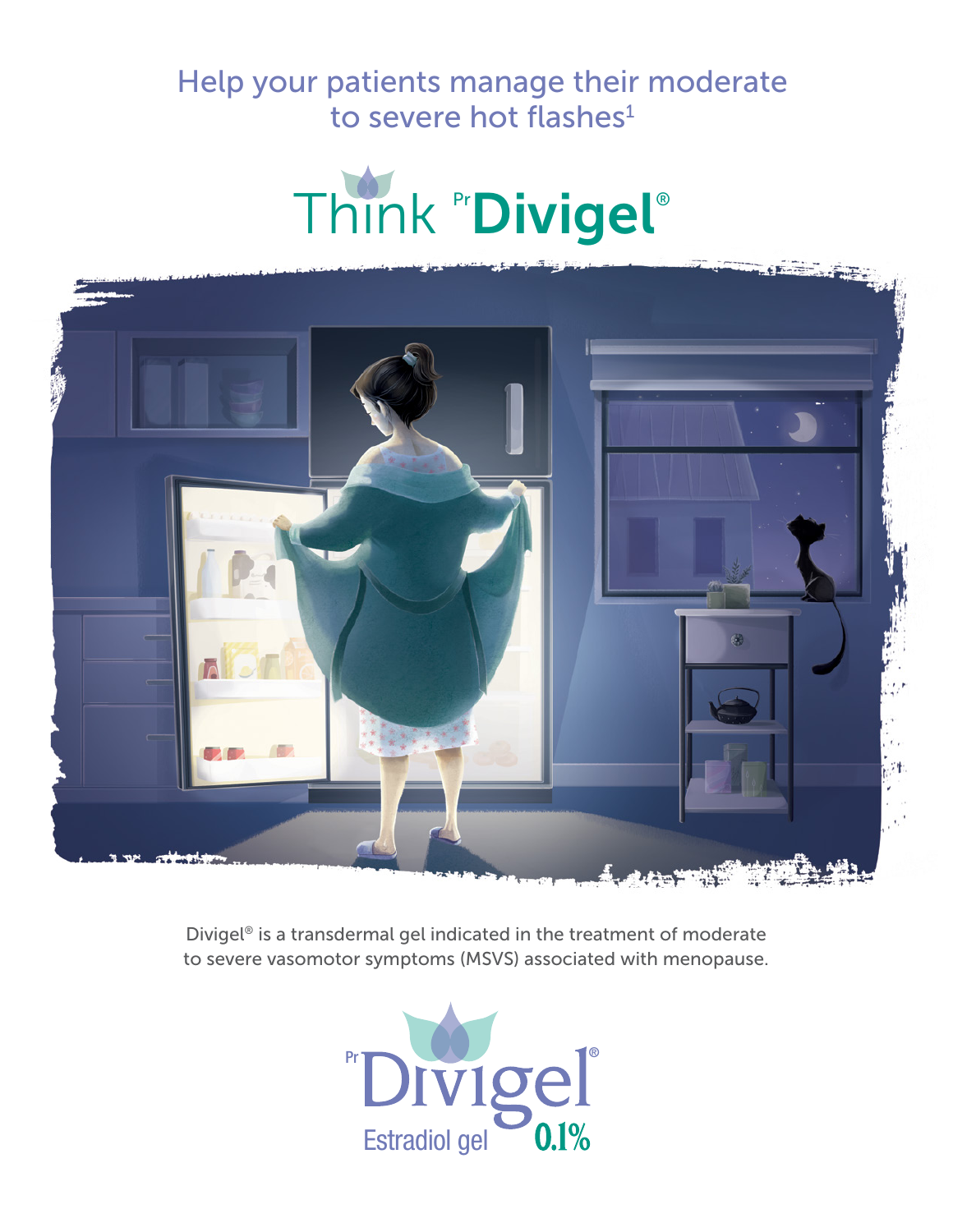Help your patients manage their moderate to severe hot flashes[1]

# Think [Pr]Divigel®

Divigel® is a transdermal gel indicated in the treatment of moderate to severe vasomotor symptoms (MSVS) associated with menopause.

[Pr]Divigel®

Estradiol gel 0.1%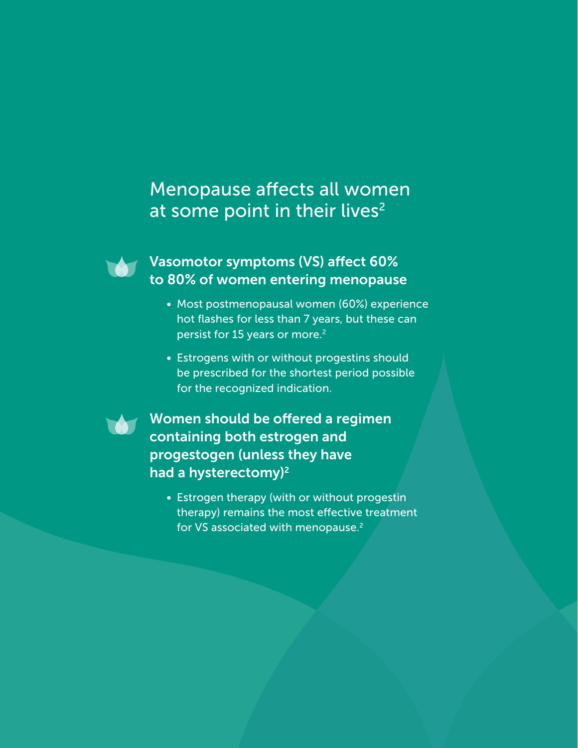# Menopause affects all women at some point in their lives[2]

## Vasomotor symptoms (VS) affect 60% to 80% of women entering menopause

- Most postmenopausal women (60%) experience hot flashes for less than 7 years, but these can persist for 15 years or more.[2]
- Estrogens with or without progestins should be prescribed for the shortest period possible for the recognized indication.

## Women should be offered a regimen containing both estrogen and progestogen (unless they have had a hysterectomy)[2]

- Estrogen therapy (with or without progestin therapy) remains the most effective treatment for VS associated with menopause.[2]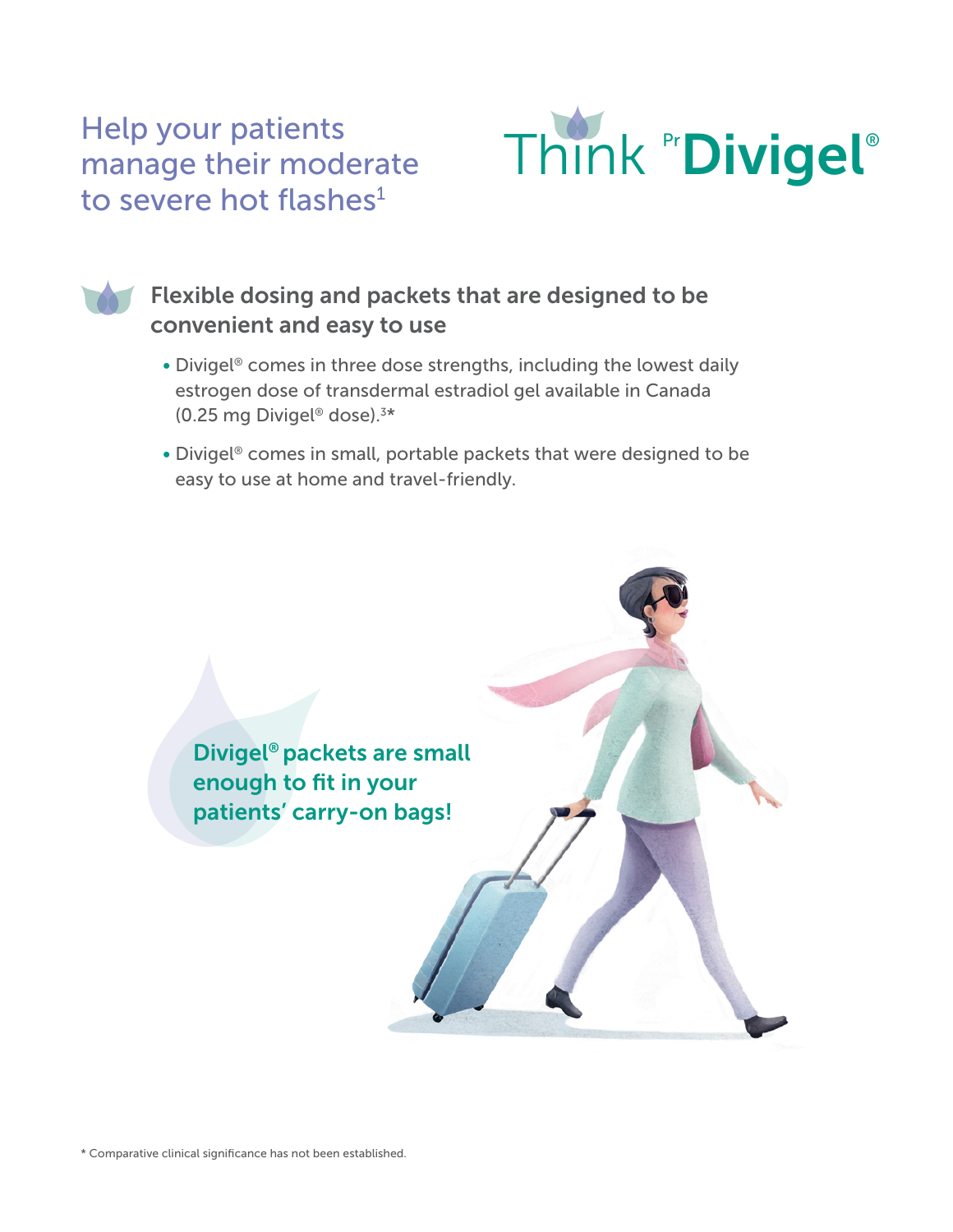# Help your patients manage their moderate to severe hot flashes[1]

Think [Pr]Divigel®

## Flexible dosing and packets that are designed to be convenient and easy to use

- Divigel® comes in three dose strengths, including the lowest daily estrogen dose of transdermal estradiol gel available in Canada (0.25 mg Divigel® dose).[3]*
- Divigel® comes in small, portable packets that were designed to be easy to use at home and travel-friendly.

**Divigel® packets are small enough to fit in your patients' carry-on bags!**

* Comparative clinical significance has not been established.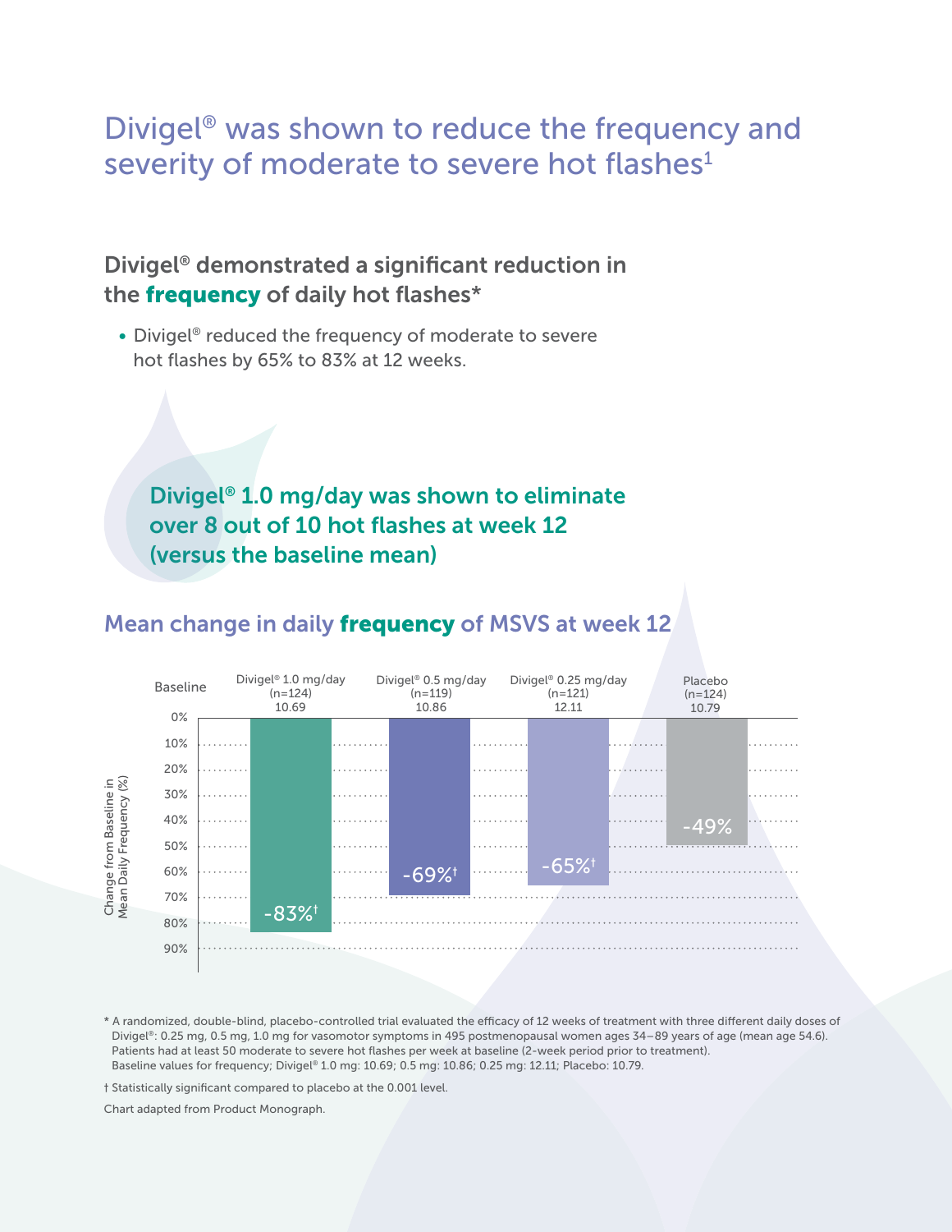# Divigel® was shown to reduce the frequency and severity of moderate to severe hot flashes[1]

## Divigel® demonstrated a significant reduction in the **frequency** of daily hot flashes*

- Divigel® reduced the frequency of moderate to severe hot flashes by 65% to 83% at 12 weeks.

**Divigel® 1.0 mg/day was shown to eliminate over 8 out of 10 hot flashes at week 12 (versus the baseline mean)**

### Mean change in daily **frequency** of MSVS at week 12

Baseline

Divigel® 1.0 mg/day (n=124) 10.69

Divigel® 0.5 mg/day (n=119) 10.86

Divigel® 0.25 mg/day (n=121) 12.11

Placebo (n=124) 10.79

Change from Baseline in Mean Daily Frequency (%)

0%
10%
20%
30%
40%
50%
60%
70%
80%
90%

-83%†

-69%†

-65%†

-49%

\* A randomized, double-blind, placebo-controlled trial evaluated the efficacy of 12 weeks of treatment with three different daily doses of Divigel®: 0.25 mg, 0.5 mg, 1.0 mg for vasomotor symptoms in 495 postmenopausal women ages 34–89 years of age (mean age 54.6). Patients had at least 50 moderate to severe hot flashes per week at baseline (2-week period prior to treatment). Baseline values for frequency; Divigel® 1.0 mg: 10.69; 0.5 mg: 10.86; 0.25 mg: 12.11; Placebo: 10.79.

† Statistically significant compared to placebo at the 0.001 level.

Chart adapted from Product Monograph.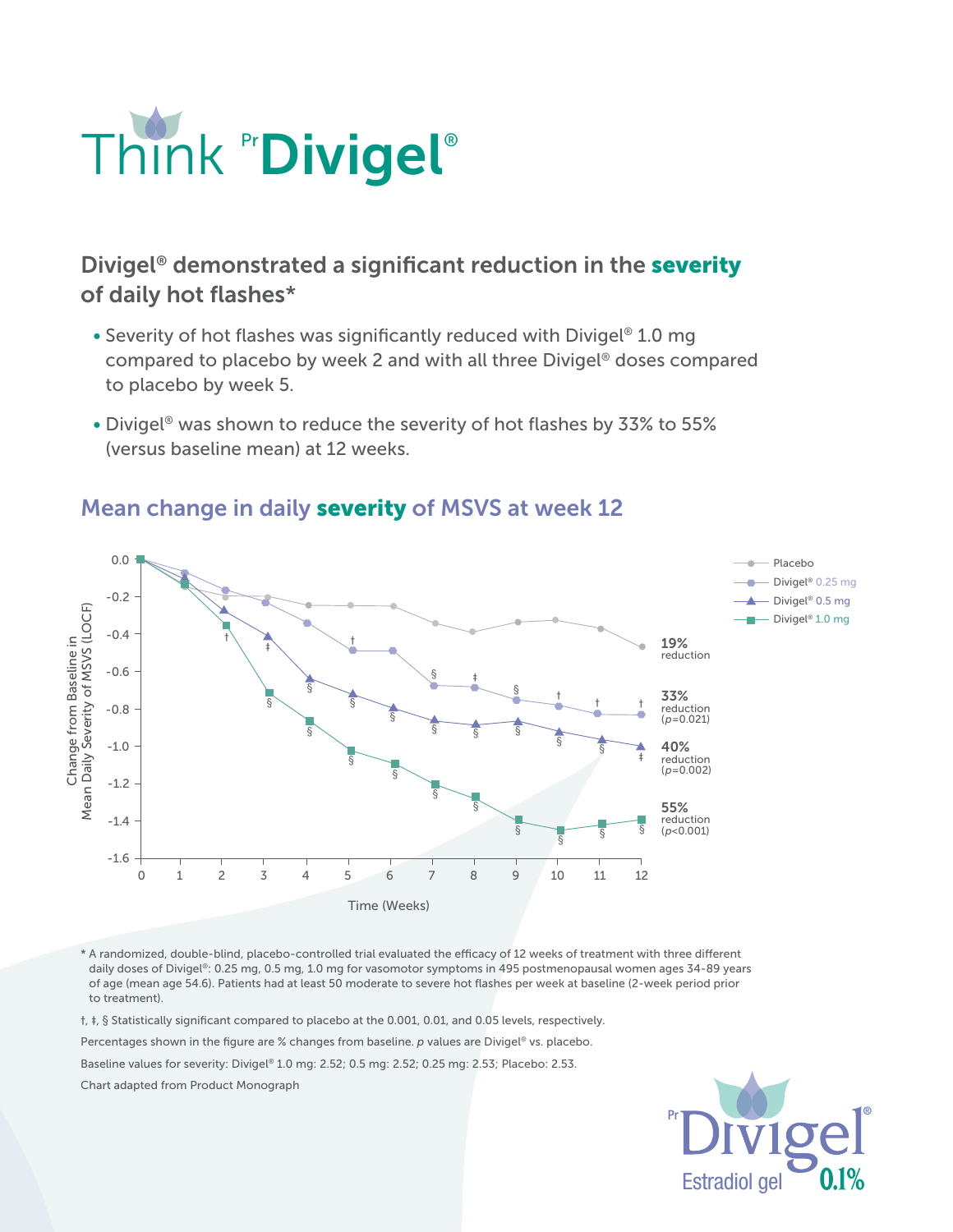# Think $^{Pr}$Divigel®

## Divigel® demonstrated a significant reduction in the **severity** of daily hot flashes*

- Severity of hot flashes was significantly reduced with Divigel® 1.0 mg compared to placebo by week 2 and with all three Divigel® doses compared to placebo by week 5.
- Divigel® was shown to reduce the severity of hot flashes by 33% to 55% (versus baseline mean) at 12 weeks.

## Mean change in daily **severity** of MSVS at week 12

Change from Baseline in Mean Daily Severity of MSVS (LOCF)

0.0
-0.2
-0.4
-0.6
-0.8
-1.0
-1.2
-1.4
-1.6

0 1 2 3 4 5 6 7 8 9 10 11 12

Time (Weeks)

Placebo
Divigel® 0.25 mg
Divigel® 0.5 mg
Divigel® 1.0 mg

19% reduction

33% reduction ($p=0.021$)

40% reduction ($p=0.002$)

55% reduction ($p<0.001$)

\* A randomized, double-blind, placebo-controlled trial evaluated the efficacy of 12 weeks of treatment with three different daily doses of Divigel®: 0.25 mg, 0.5 mg, 1.0 mg for vasomotor symptoms in 495 postmenopausal women ages 34-89 years of age (mean age 54.6). Patients had at least 50 moderate to severe hot flashes per week at baseline (2-week period prior to treatment).

†, ‡, § Statistically significant compared to placebo at the 0.001, 0.01, and 0.05 levels, respectively.

Percentages shown in the figure are % changes from baseline. *p* values are Divigel® vs. placebo.

Baseline values for severity: Divigel® 1.0 mg: 2.52; 0.5 mg: 2.52; 0.25 mg: 2.53; Placebo: 2.53.

Chart adapted from Product Monograph

$^{Pr}$Divigel® Estradiol gel 0.1%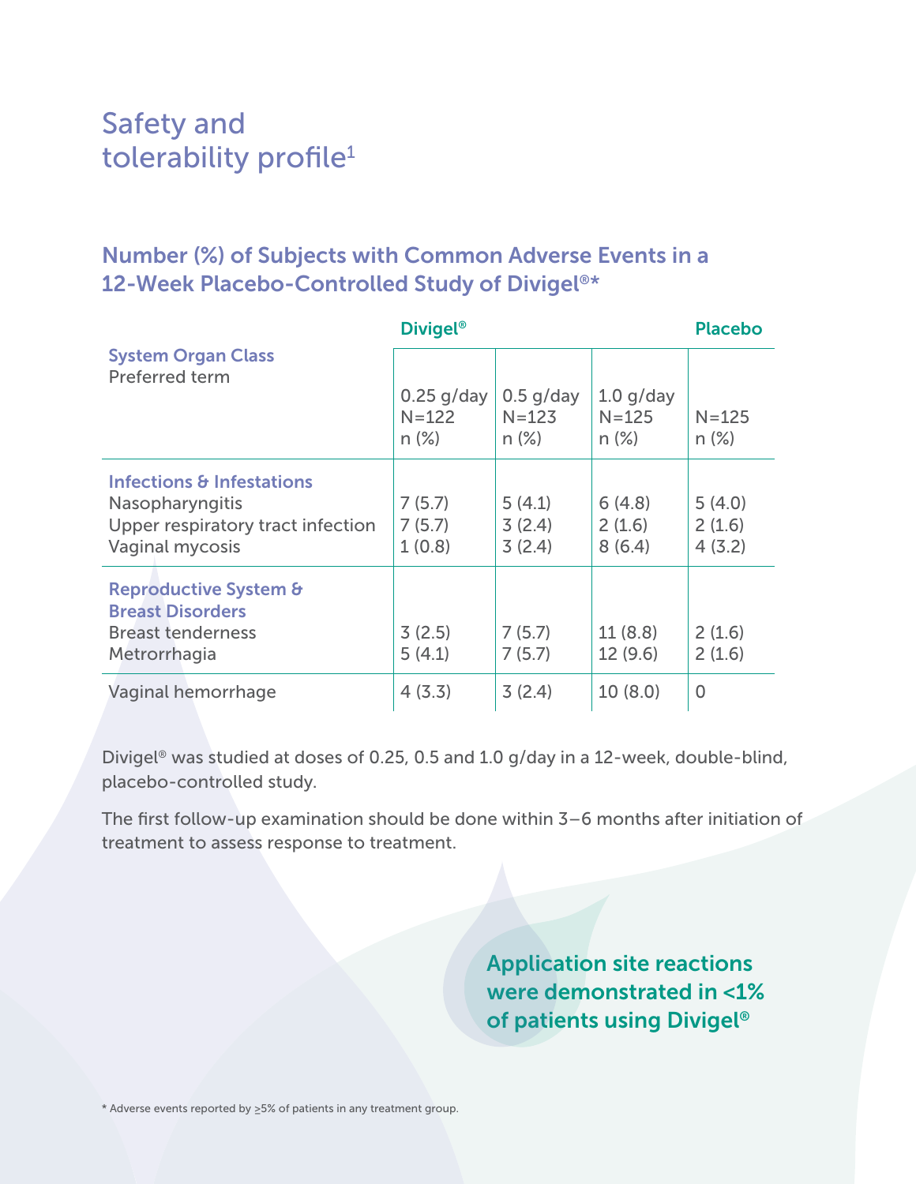# Safety and tolerability profile[1]

## Number (%) of Subjects with Common Adverse Events in a 12-Week Placebo-Controlled Study of Divigel®*

| System Organ Class<br>Preferred term | Divigel®<br>0.25 g/day<br>N=122<br>n (%) | <br>0.5 g/day<br>N=123<br>n (%) | <br>1.0 g/day<br>N=125<br>n (%) | Placebo<br>N=125<br>n (%) |
|---|---|---|---|---|
| **Infections & Infestations** | | | | |
| Nasopharyngitis | 7 (5.7) | 5 (4.1) | 6 (4.8) | 5 (4.0) |
| Upper respiratory tract infection | 7 (5.7) | 3 (2.4) | 2 (1.6) | 2 (1.6) |
| Vaginal mycosis | 1 (0.8) | 3 (2.4) | 8 (6.4) | 4 (3.2) |
| **Reproductive System & Breast Disorders** | | | | |
| Breast tenderness | 3 (2.5) | 7 (5.7) | 11 (8.8) | 2 (1.6) |
| Metrorrhagia | 5 (4.1) | 7 (5.7) | 12 (9.6) | 2 (1.6) |
| Vaginal hemorrhage | 4 (3.3) | 3 (2.4) | 10 (8.0) | 0 |

Divigel® was studied at doses of 0.25, 0.5 and 1.0 g/day in a 12-week, double-blind, placebo-controlled study.

The first follow-up examination should be done within 3–6 months after initiation of treatment to assess response to treatment.

**Application site reactions were demonstrated in <1% of patients using Divigel®**

* Adverse events reported by ≥5% of patients in any treatment group.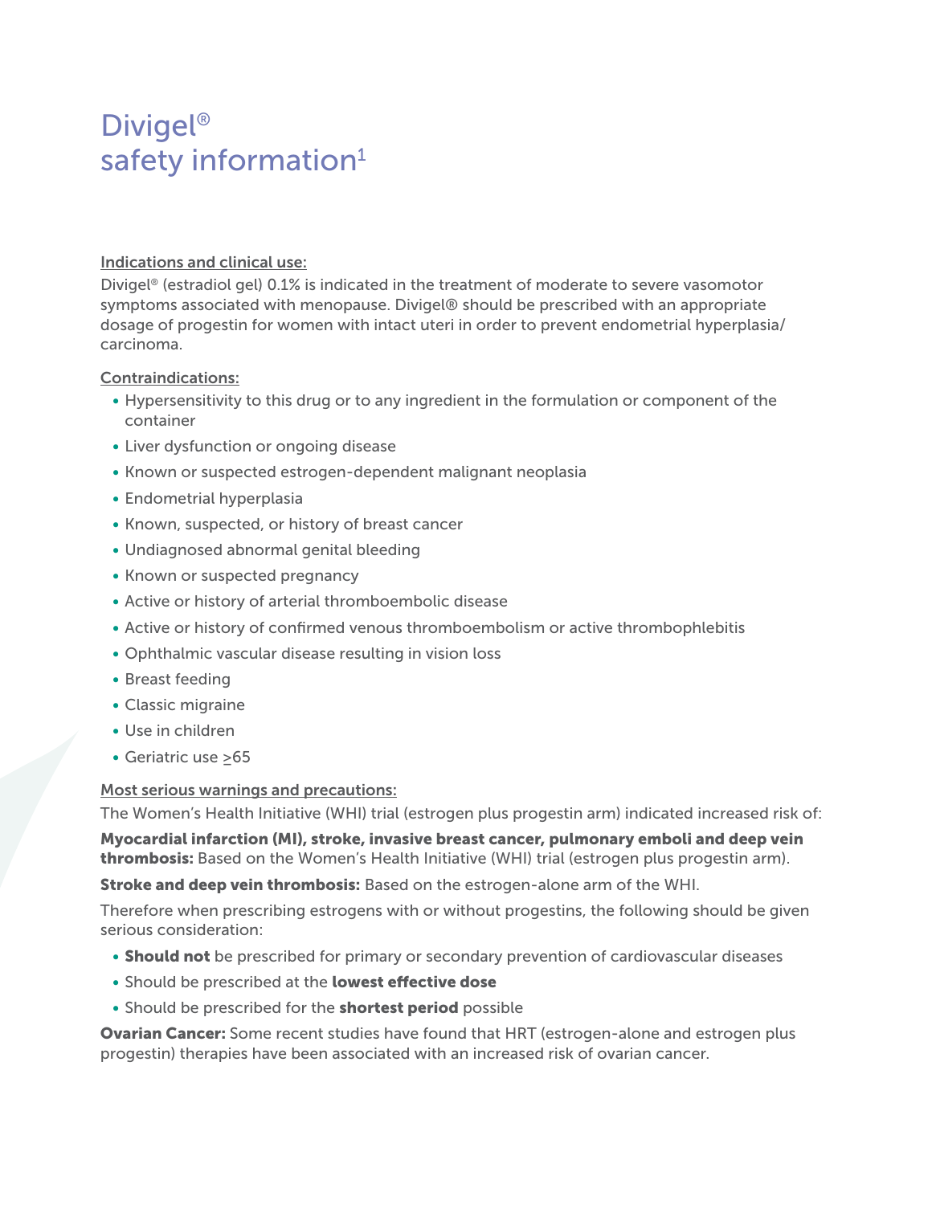# Divigel® safety information[1]

Indications and clinical use:

Divigel® (estradiol gel) 0.1% is indicated in the treatment of moderate to severe vasomotor symptoms associated with menopause. Divigel® should be prescribed with an appropriate dosage of progestin for women with intact uteri in order to prevent endometrial hyperplasia/carcinoma.

Contraindications:

- Hypersensitivity to this drug or to any ingredient in the formulation or component of the container
- Liver dysfunction or ongoing disease
- Known or suspected estrogen-dependent malignant neoplasia
- Endometrial hyperplasia
- Known, suspected, or history of breast cancer
- Undiagnosed abnormal genital bleeding
- Known or suspected pregnancy
- Active or history of arterial thromboembolic disease
- Active or history of confirmed venous thromboembolism or active thrombophlebitis
- Ophthalmic vascular disease resulting in vision loss
- Breast feeding
- Classic migraine
- Use in children
- Geriatric use ≥65

Most serious warnings and precautions:

The Women's Health Initiative (WHI) trial (estrogen plus progestin arm) indicated increased risk of:

**Myocardial infarction (MI), stroke, invasive breast cancer, pulmonary emboli and deep vein thrombosis:** Based on the Women's Health Initiative (WHI) trial (estrogen plus progestin arm).

**Stroke and deep vein thrombosis:** Based on the estrogen-alone arm of the WHI.

Therefore when prescribing estrogens with or without progestins, the following should be given serious consideration:

- **Should not** be prescribed for primary or secondary prevention of cardiovascular diseases
- Should be prescribed at the **lowest effective dose**
- Should be prescribed for the **shortest period** possible

**Ovarian Cancer:** Some recent studies have found that HRT (estrogen-alone and estrogen plus progestin) therapies have been associated with an increased risk of ovarian cancer.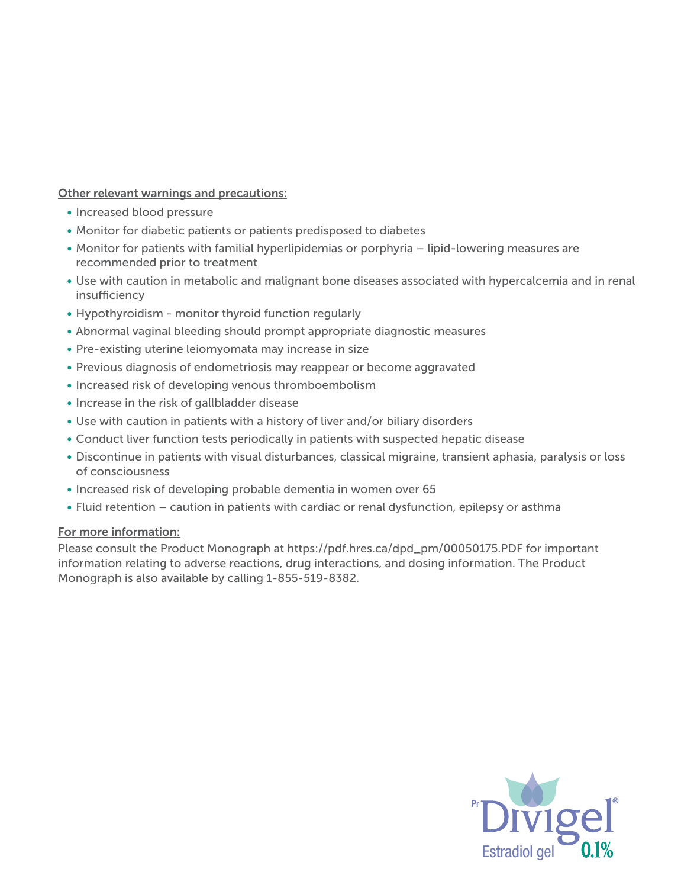Other relevant warnings and precautions:

- Increased blood pressure
- Monitor for diabetic patients or patients predisposed to diabetes
- Monitor for patients with familial hyperlipidemias or porphyria – lipid-lowering measures are recommended prior to treatment
- Use with caution in metabolic and malignant bone diseases associated with hypercalcemia and in renal insufficiency
- Hypothyroidism - monitor thyroid function regularly
- Abnormal vaginal bleeding should prompt appropriate diagnostic measures
- Pre-existing uterine leiomyomata may increase in size
- Previous diagnosis of endometriosis may reappear or become aggravated
- Increased risk of developing venous thromboembolism
- Increase in the risk of gallbladder disease
- Use with caution in patients with a history of liver and/or biliary disorders
- Conduct liver function tests periodically in patients with suspected hepatic disease
- Discontinue in patients with visual disturbances, classical migraine, transient aphasia, paralysis or loss of consciousness
- Increased risk of developing probable dementia in women over 65
- Fluid retention – caution in patients with cardiac or renal dysfunction, epilepsy or asthma

For more information:

Please consult the Product Monograph at https://pdf.hres.ca/dpd_pm/00050175.PDF for important information relating to adverse reactions, drug interactions, and dosing information. The Product Monograph is also available by calling 1-855-519-8382.

Pr Divigel®
Estradiol gel 0.1%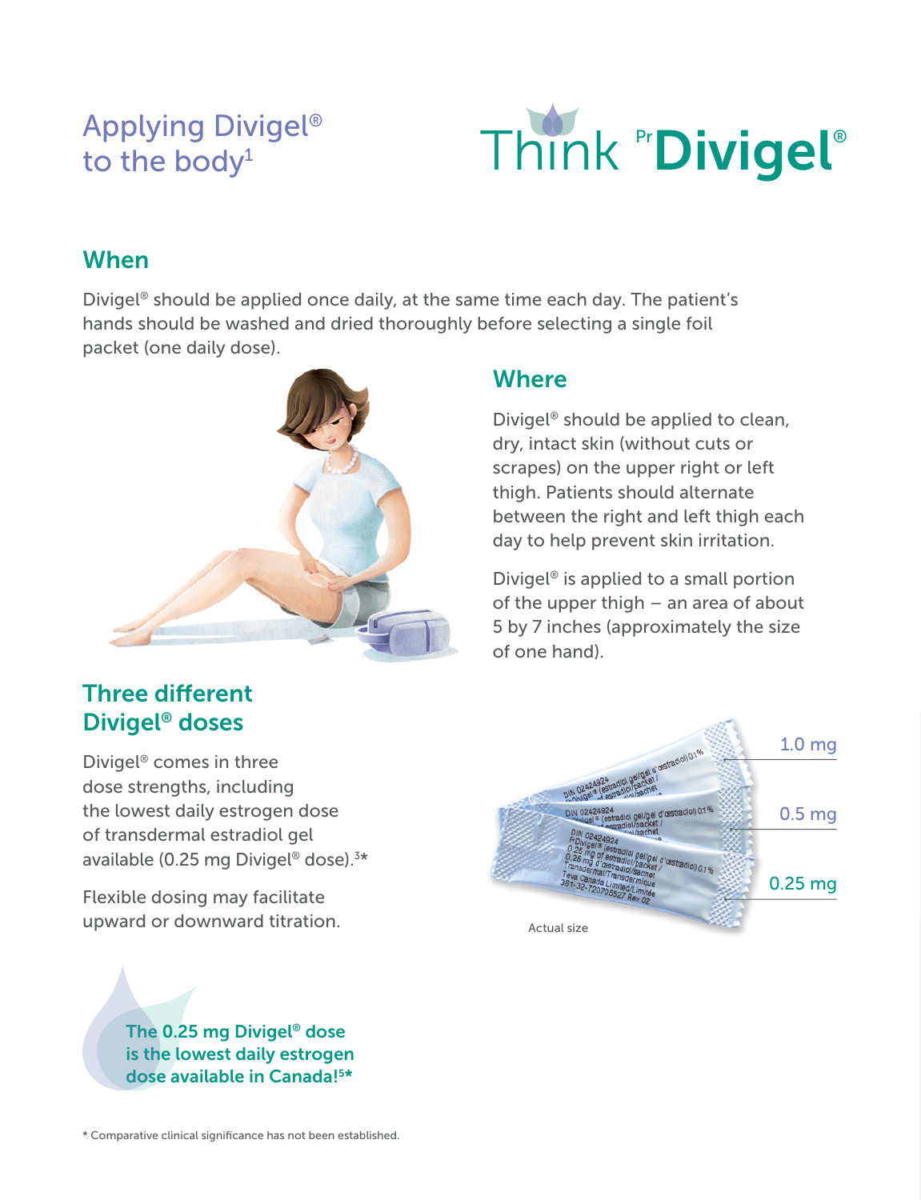# Applying Divigel® to the body[1]

Think PrDivigel®

## When

Divigel® should be applied once daily, at the same time each day. The patient's hands should be washed and dried thoroughly before selecting a single foil packet (one daily dose).

## Where

Divigel® should be applied to clean, dry, intact skin (without cuts or scrapes) on the upper right or left thigh. Patients should alternate between the right and left thigh each day to help prevent skin irritation.

Divigel® is applied to a small portion of the upper thigh – an area of about 5 by 7 inches (approximately the size of one hand).

## Three different Divigel® doses

Divigel® comes in three dose strengths, including the lowest daily estrogen dose of transdermal estradiol gel available (0.25 mg Divigel® dose).[3]*

Flexible dosing may facilitate upward or downward titration.

1.0 mg

0.5 mg

0.25 mg

Actual size

**The 0.25 mg Divigel® dose is the lowest daily estrogen dose available in Canada![5]***

* Comparative clinical significance has not been established.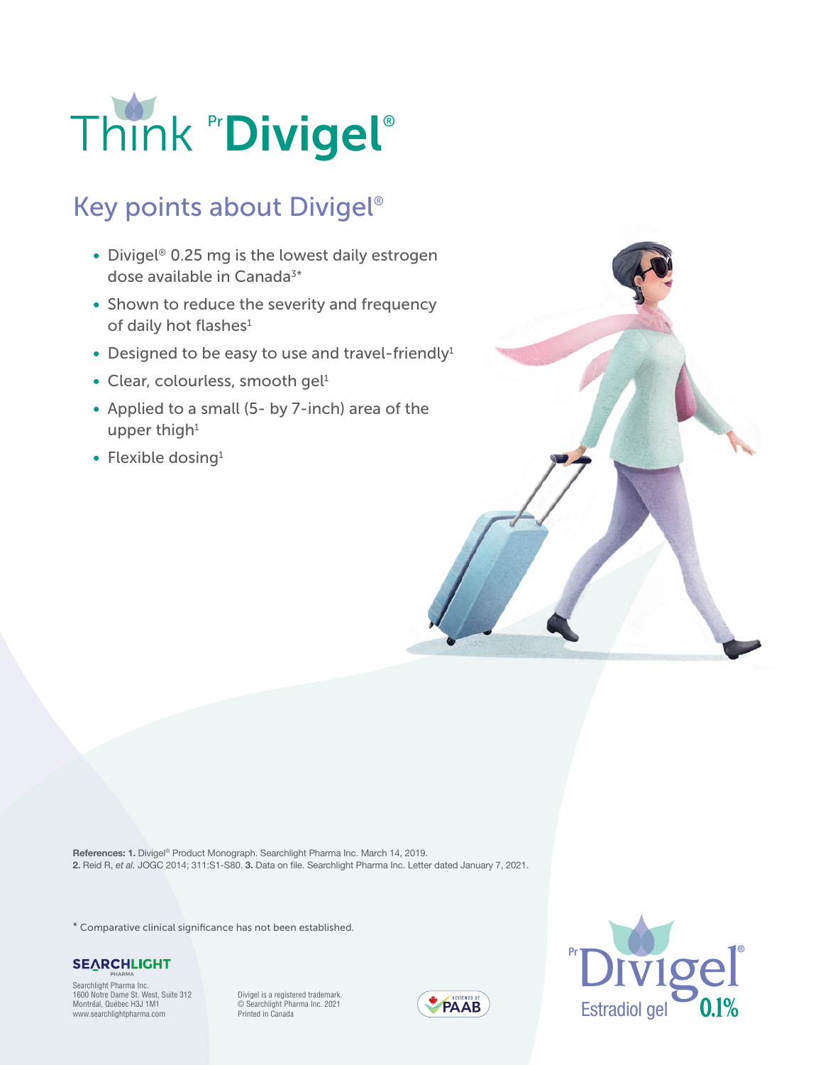# Think PrDivigel®

## Key points about Divigel®

- Divigel® 0.25 mg is the lowest daily estrogen dose available in Canada[3*]
- Shown to reduce the severity and frequency of daily hot flashes[1]
- Designed to be easy to use and travel-friendly[1]
- Clear, colourless, smooth gel[1]
- Applied to a small (5- by 7-inch) area of the upper thigh[1]
- Flexible dosing[1]

**References: 1.** Divigel® Product Monograph. Searchlight Pharma Inc. March 14, 2019. **2.** Reid R, *et al.* JOGC 2014; 311:S1-S80. **3.** Data on file. Searchlight Pharma Inc. Letter dated January 7, 2021.

* Comparative clinical significance has not been established.

SEARCHLIGHT PHARMA

Searchlight Pharma Inc.
1600 Notre Dame St. West, Suite 312
Montréal, Québec H3J 1M1
www.searchlightpharma.com

Divigel is a registered trademark.
© Searchlight Pharma Inc. 2021
Printed in Canada

REVIEWED BY PAAB

PrDivigel® Estradiol gel 0.1%